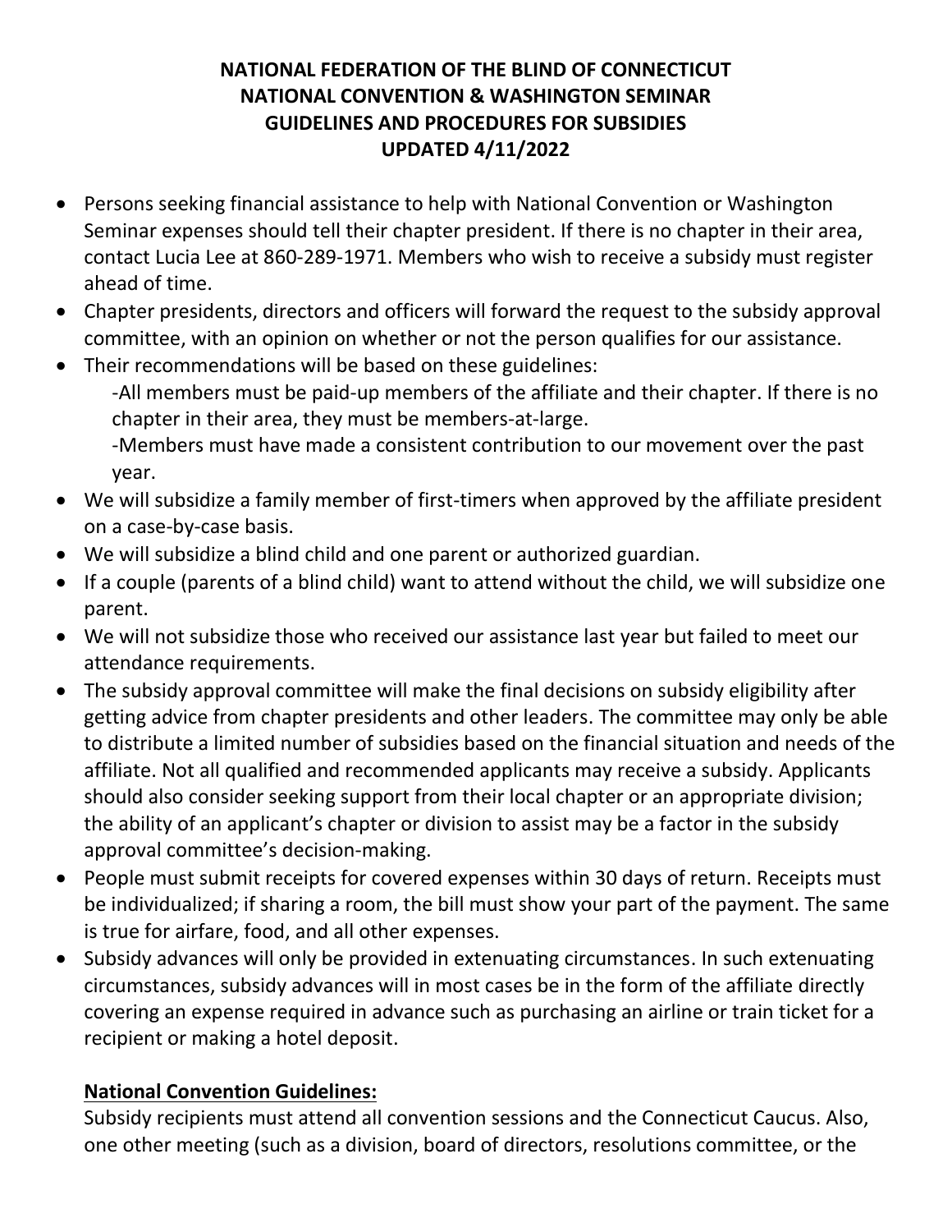# NATIONAL FEDERATION OF THE BLIND OF CONNECTICUT
# NATIONAL CONVENTION & WASHINGTON SEMINAR
# GUIDELINES AND PROCEDURES FOR SUBSIDIES
# UPDATED 4/11/2022

- Persons seeking financial assistance to help with National Convention or Washington Seminar expenses should tell their chapter president. If there is no chapter in their area, contact Lucia Lee at 860-289-1971. Members who wish to receive a subsidy must register ahead of time.
- Chapter presidents, directors and officers will forward the request to the subsidy approval committee, with an opinion on whether or not the person qualifies for our assistance.
- Their recommendations will be based on these guidelines:
  - -All members must be paid-up members of the affiliate and their chapter. If there is no chapter in their area, they must be members-at-large.
  - -Members must have made a consistent contribution to our movement over the past year.
- We will subsidize a family member of first-timers when approved by the affiliate president on a case-by-case basis.
- We will subsidize a blind child and one parent or authorized guardian.
- If a couple (parents of a blind child) want to attend without the child, we will subsidize one parent.
- We will not subsidize those who received our assistance last year but failed to meet our attendance requirements.
- The subsidy approval committee will make the final decisions on subsidy eligibility after getting advice from chapter presidents and other leaders. The committee may only be able to distribute a limited number of subsidies based on the financial situation and needs of the affiliate. Not all qualified and recommended applicants may receive a subsidy. Applicants should also consider seeking support from their local chapter or an appropriate division; the ability of an applicant's chapter or division to assist may be a factor in the subsidy approval committee's decision-making.
- People must submit receipts for covered expenses within 30 days of return. Receipts must be individualized; if sharing a room, the bill must show your part of the payment. The same is true for airfare, food, and all other expenses.
- Subsidy advances will only be provided in extenuating circumstances. In such extenuating circumstances, subsidy advances will in most cases be in the form of the affiliate directly covering an expense required in advance such as purchasing an airline or train ticket for a recipient or making a hotel deposit.

## National Convention Guidelines:

Subsidy recipients must attend all convention sessions and the Connecticut Caucus. Also, one other meeting (such as a division, board of directors, resolutions committee, or the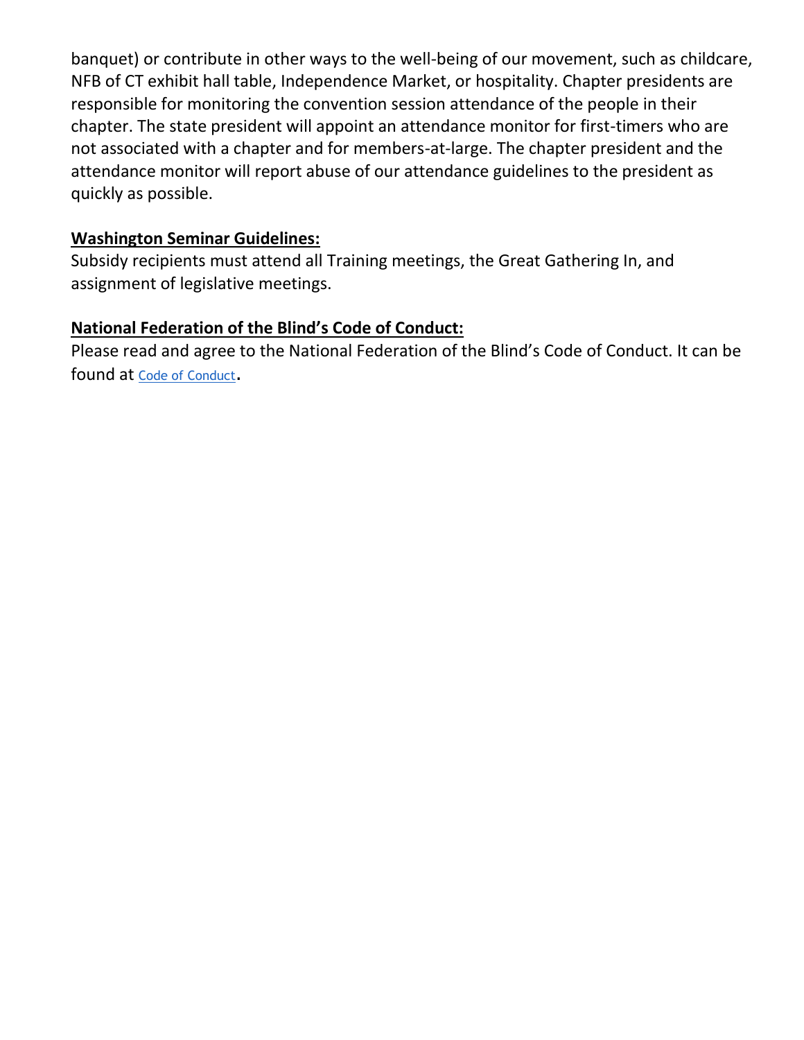banquet) or contribute in other ways to the well-being of our movement, such as childcare, NFB of CT exhibit hall table, Independence Market, or hospitality. Chapter presidents are responsible for monitoring the convention session attendance of the people in their chapter. The state president will appoint an attendance monitor for first-timers who are not associated with a chapter and for members-at-large. The chapter president and the attendance monitor will report abuse of our attendance guidelines to the president as quickly as possible.

**Washington Seminar Guidelines:**

Subsidy recipients must attend all Training meetings, the Great Gathering In, and assignment of legislative meetings.

**National Federation of the Blind's Code of Conduct:**

Please read and agree to the National Federation of the Blind's Code of Conduct. It can be found at Code of Conduct.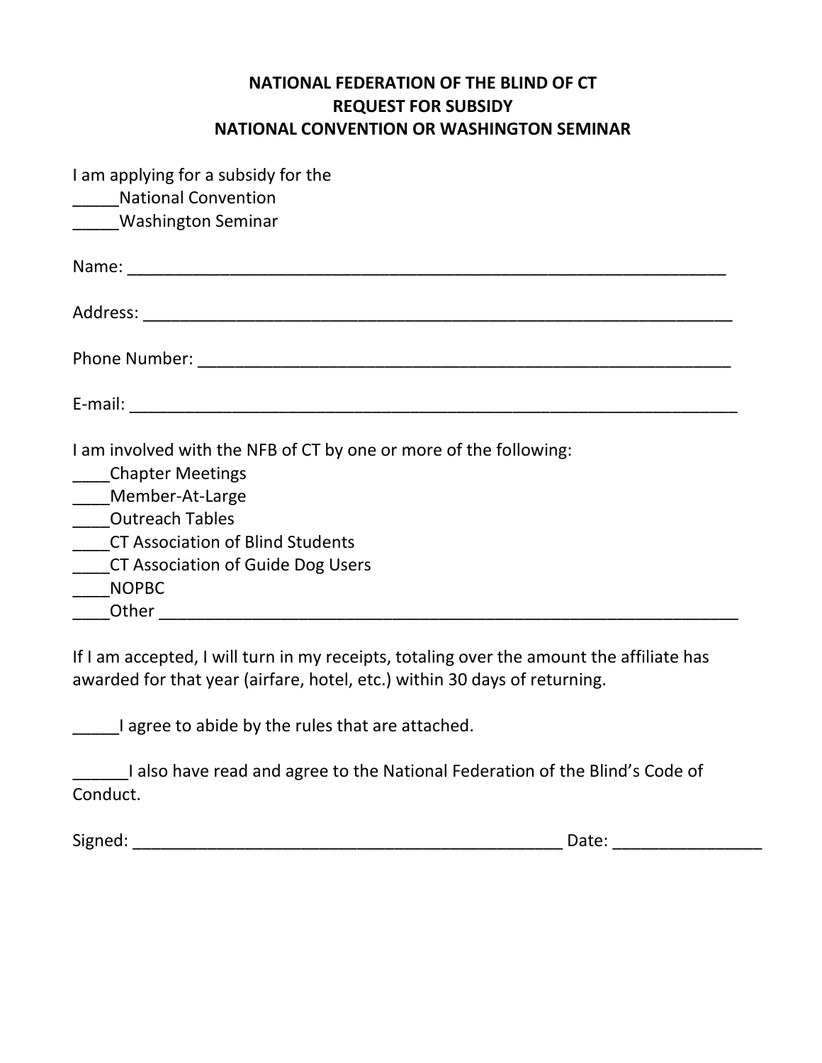**NATIONAL FEDERATION OF THE BLIND OF CT**
**REQUEST FOR SUBSIDY**
**NATIONAL CONVENTION OR WASHINGTON SEMINAR**

I am applying for a subsidy for the
_____National Convention
_____Washington Seminar

Name: ____________________________________________________________________

Address: __________________________________________________________________

Phone Number: _____________________________________________________________

E-mail: ___________________________________________________________________

I am involved with the NFB of CT by one or more of the following:
____Chapter Meetings
____Member-At-Large
____Outreach Tables
____CT Association of Blind Students
____CT Association of Guide Dog Users
____NOPBC
____Other __________________________________________________________________

If I am accepted, I will turn in my receipts, totaling over the amount the affiliate has awarded for that year (airfare, hotel, etc.) within 30 days of returning.

_____I agree to abide by the rules that are attached.

______I also have read and agree to the National Federation of the Blind's Code of Conduct.

Signed: ________________________________________________ Date: ________________